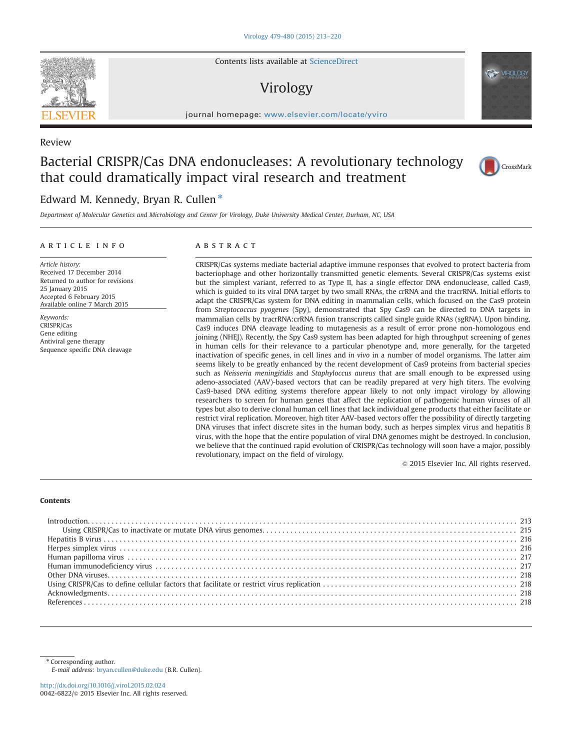Contents lists available at ScienceDirect

# Virology

journal homepage: www.elsevier.com/locate/yviro

Review

# Bacterial CRISPR/Cas DNA endonucleases: A revolutionary technology that could dramatically impact viral research and treatment

Edward M. Kennedy, Bryan R. Cullen *

*Department of Molecular Genetics and Microbiology and Center for Virology, Duke University Medical Center, Durham, NC, USA*

## ARTICLE INFO

*Article history:*
Received 17 December 2014
Returned to author for revisions 25 January 2015
Accepted 6 February 2015
Available online 7 March 2015

*Keywords:*
CRISPR/Cas
Gene editing
Antiviral gene therapy
Sequence specific DNA cleavage

## ABSTRACT

CRISPR/Cas systems mediate bacterial adaptive immune responses that evolved to protect bacteria from bacteriophage and other horizontally transmitted genetic elements. Several CRISPR/Cas systems exist but the simplest variant, referred to as Type II, has a single effector DNA endonuclease, called Cas9, which is guided to its viral DNA target by two small RNAs, the crRNA and the tracrRNA. Initial efforts to adapt the CRISPR/Cas system for DNA editing in mammalian cells, which focused on the Cas9 protein from *Streptococcus pyogenes* (Spy), demonstrated that Spy Cas9 can be directed to DNA targets in mammalian cells by tracrRNA:crRNA fusion transcripts called single guide RNAs (sgRNA). Upon binding, Cas9 induces DNA cleavage leading to mutagenesis as a result of error prone non-homologous end joining (NHEJ). Recently, the Spy Cas9 system has been adapted for high throughput screening of genes in human cells for their relevance to a particular phenotype and, more generally, for the targeted inactivation of specific genes, in cell lines and *in vivo* in a number of model organisms. The latter aim seems likely to be greatly enhanced by the recent development of Cas9 proteins from bacterial species such as *Neisseria meningitidis* and *Staphyloccus aureus* that are small enough to be expressed using adeno-associated (AAV)-based vectors that can be readily prepared at very high titers. The evolving Cas9-based DNA editing systems therefore appear likely to not only impact virology by allowing researchers to screen for human genes that affect the replication of pathogenic human viruses of all types but also to derive clonal human cell lines that lack individual gene products that either facilitate or restrict viral replication. Moreover, high titer AAV-based vectors offer the possibility of directly targeting DNA viruses that infect discrete sites in the human body, such as herpes simplex virus and hepatitis B virus, with the hope that the entire population of viral DNA genomes might be destroyed. In conclusion, we believe that the continued rapid evolution of CRISPR/Cas technology will soon have a major, possibly revolutionary, impact on the field of virology.

© 2015 Elsevier Inc. All rights reserved.

## Contents

- Introduction . . . 213
  - Using CRISPR/Cas to inactivate or mutate DNA virus genomes . . . 215
- Hepatitis B virus . . . 216
- Herpes simplex virus . . . 216
- Human papilloma virus . . . 217
- Human immunodeficiency virus . . . 217
- Other DNA viruses . . . 218
- Using CRISPR/Cas to define cellular factors that facilitate or restrict virus replication . . . 218
- Acknowledgments . . . 218
- References . . . 218

* Corresponding author.
*E-mail address:* bryan.cullen@duke.edu (B.R. Cullen).

http://dx.doi.org/10.1016/j.virol.2015.02.024
0042-6822/© 2015 Elsevier Inc. All rights reserved.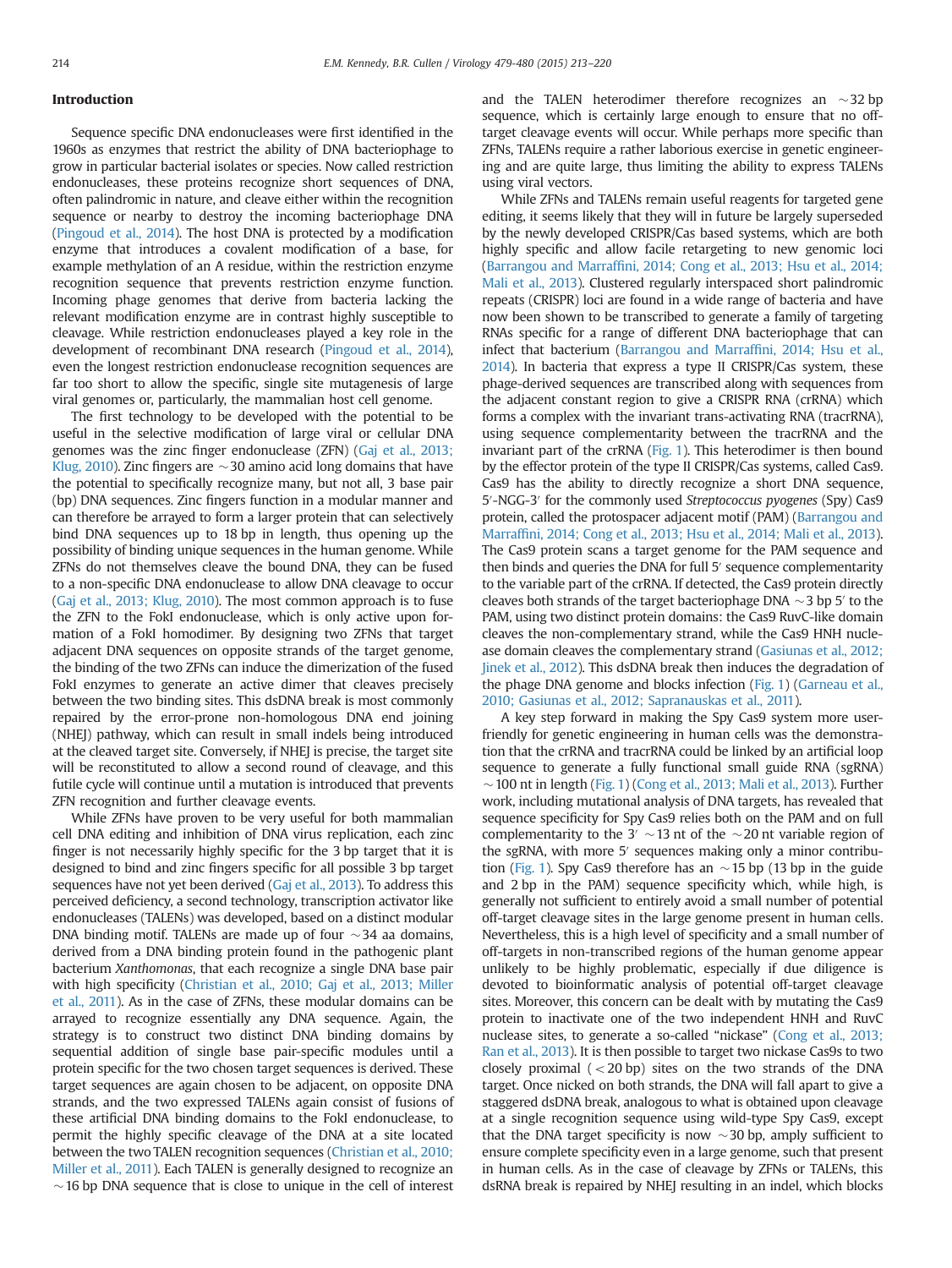## Introduction

Sequence specific DNA endonucleases were first identified in the 1960s as enzymes that restrict the ability of DNA bacteriophage to grow in particular bacterial isolates or species. Now called restriction endonucleases, these proteins recognize short sequences of DNA, often palindromic in nature, and cleave either within the recognition sequence or nearby to destroy the incoming bacteriophage DNA (Pingoud et al., 2014). The host DNA is protected by a modification enzyme that introduces a covalent modification of a base, for example methylation of an A residue, within the restriction enzyme recognition sequence that prevents restriction enzyme function. Incoming phage genomes that derive from bacteria lacking the relevant modification enzyme are in contrast highly susceptible to cleavage. While restriction endonucleases played a key role in the development of recombinant DNA research (Pingoud et al., 2014), even the longest restriction endonuclease recognition sequences are far too short to allow the specific, single site mutagenesis of large viral genomes or, particularly, the mammalian host cell genome.

The first technology to be developed with the potential to be useful in the selective modification of large viral or cellular DNA genomes was the zinc finger endonuclease (ZFN) (Gaj et al., 2013; Klug, 2010). Zinc fingers are ~30 amino acid long domains that have the potential to specifically recognize many, but not all, 3 base pair (bp) DNA sequences. Zinc fingers function in a modular manner and can therefore be arrayed to form a larger protein that can selectively bind DNA sequences up to 18 bp in length, thus opening up the possibility of binding unique sequences in the human genome. While ZFNs do not themselves cleave the bound DNA, they can be fused to a non-specific DNA endonuclease to allow DNA cleavage to occur (Gaj et al., 2013; Klug, 2010). The most common approach is to fuse the ZFN to the FokI endonuclease, which is only active upon formation of a FokI homodimer. By designing two ZFNs that target adjacent DNA sequences on opposite strands of the target genome, the binding of the two ZFNs can induce the dimerization of the fused FokI enzymes to generate an active dimer that cleaves precisely between the two binding sites. This dsDNA break is most commonly repaired by the error-prone non-homologous DNA end joining (NHEJ) pathway, which can result in small indels being introduced at the cleaved target site. Conversely, if NHEJ is precise, the target site will be reconstituted to allow a second round of cleavage, and this futile cycle will continue until a mutation is introduced that prevents ZFN recognition and further cleavage events.

While ZFNs have proven to be very useful for both mammalian cell DNA editing and inhibition of DNA virus replication, each zinc finger is not necessarily highly specific for the 3 bp target that it is designed to bind and zinc fingers specific for all possible 3 bp target sequences have not yet been derived (Gaj et al., 2013). To address this perceived deficiency, a second technology, transcription activator like endonucleases (TALENs) was developed, based on a distinct modular DNA binding motif. TALENs are made up of four ~34 aa domains, derived from a DNA binding protein found in the pathogenic plant bacterium *Xanthomonas*, that each recognize a single DNA base pair with high specificity (Christian et al., 2010; Gaj et al., 2013; Miller et al., 2011). As in the case of ZFNs, these modular domains can be arrayed to recognize essentially any DNA sequence. Again, the strategy is to construct two distinct DNA binding domains by sequential addition of single base pair-specific modules until a protein specific for the two chosen target sequences is derived. These target sequences are again chosen to be adjacent, on opposite DNA strands, and the two expressed TALENs again consist of fusions of these artificial DNA binding domains to the FokI endonuclease, to permit the highly specific cleavage of the DNA at a site located between the two TALEN recognition sequences (Christian et al., 2010; Miller et al., 2011). Each TALEN is generally designed to recognize an ~16 bp DNA sequence that is close to unique in the cell of interest and the TALEN heterodimer therefore recognizes an ~32 bp sequence, which is certainly large enough to ensure that no off-target cleavage events will occur. While perhaps more specific than ZFNs, TALENs require a rather laborious exercise in genetic engineering and are quite large, thus limiting the ability to express TALENs using viral vectors.

While ZFNs and TALENs remain useful reagents for targeted gene editing, it seems likely that they will in future be largely superseded by the newly developed CRISPR/Cas based systems, which are both highly specific and allow facile retargeting to new genomic loci (Barrangou and Marraffini, 2014; Cong et al., 2013; Hsu et al., 2014; Mali et al., 2013). Clustered regularly interspaced short palindromic repeats (CRISPR) loci are found in a wide range of bacteria and have now been shown to be transcribed to generate a family of targeting RNAs specific for a range of different DNA bacteriophage that can infect that bacterium (Barrangou and Marraffini, 2014; Hsu et al., 2014). In bacteria that express a type II CRISPR/Cas system, these phage-derived sequences are transcribed along with sequences from the adjacent constant region to give a CRISPR RNA (crRNA) which forms a complex with the invariant trans-activating RNA (tracrRNA), using sequence complementarity between the tracrRNA and the invariant part of the crRNA (Fig. 1). This heterodimer is then bound by the effector protein of the type II CRISPR/Cas systems, called Cas9. Cas9 has the ability to directly recognize a short DNA sequence, 5′-NGG-3′ for the commonly used *Streptococcus pyogenes* (Spy) Cas9 protein, called the protospacer adjacent motif (PAM) (Barrangou and Marraffini, 2014; Cong et al., 2013; Hsu et al., 2014; Mali et al., 2013). The Cas9 protein scans a target genome for the PAM sequence and then binds and queries the DNA for full 5′ sequence complementarity to the variable part of the crRNA. If detected, the Cas9 protein directly cleaves both strands of the target bacteriophage DNA ~3 bp 5′ to the PAM, using two distinct protein domains: the Cas9 RuvC-like domain cleaves the non-complementary strand, while the Cas9 HNH nuclease domain cleaves the complementary strand (Gasiunas et al., 2012; Jinek et al., 2012). This dsDNA break then induces the degradation of the phage DNA genome and blocks infection (Fig. 1) (Garneau et al., 2010; Gasiunas et al., 2012; Sapranauskas et al., 2011).

A key step forward in making the Spy Cas9 system more user-friendly for genetic engineering in human cells was the demonstration that the crRNA and tracrRNA could be linked by an artificial loop sequence to generate a fully functional small guide RNA (sgRNA) ~100 nt in length (Fig. 1) (Cong et al., 2013; Mali et al., 2013). Further work, including mutational analysis of DNA targets, has revealed that sequence specificity for Spy Cas9 relies both on the PAM and on full complementarity to the 3′ ~13 nt of the ~20 nt variable region of the sgRNA, with more 5′ sequences making only a minor contribution (Fig. 1). Spy Cas9 therefore has an ~15 bp (13 bp in the guide and 2 bp in the PAM) sequence specificity which, while high, is generally not sufficient to entirely avoid a small number of potential off-target cleavage sites in the large genome present in human cells. Nevertheless, this is a high level of specificity and a small number of off-targets in non-transcribed regions of the human genome appear unlikely to be highly problematic, especially if due diligence is devoted to bioinformatic analysis of potential off-target cleavage sites. Moreover, this concern can be dealt with by mutating the Cas9 protein to inactivate one of the two independent HNH and RuvC nuclease sites, to generate a so-called "nickase" (Cong et al., 2013; Ran et al., 2013). It is then possible to target two nickase Cas9s to two closely proximal (<20 bp) sites on the two strands of the DNA target. Once nicked on both strands, the DNA will fall apart to give a staggered dsDNA break, analogous to what is obtained upon cleavage at a single recognition sequence using wild-type Spy Cas9, except that the DNA target specificity is now ~30 bp, amply sufficient to ensure complete specificity even in a large genome, such that present in human cells. As in the case of cleavage by ZFNs or TALENs, this dsRNA break is repaired by NHEJ resulting in an indel, which blocks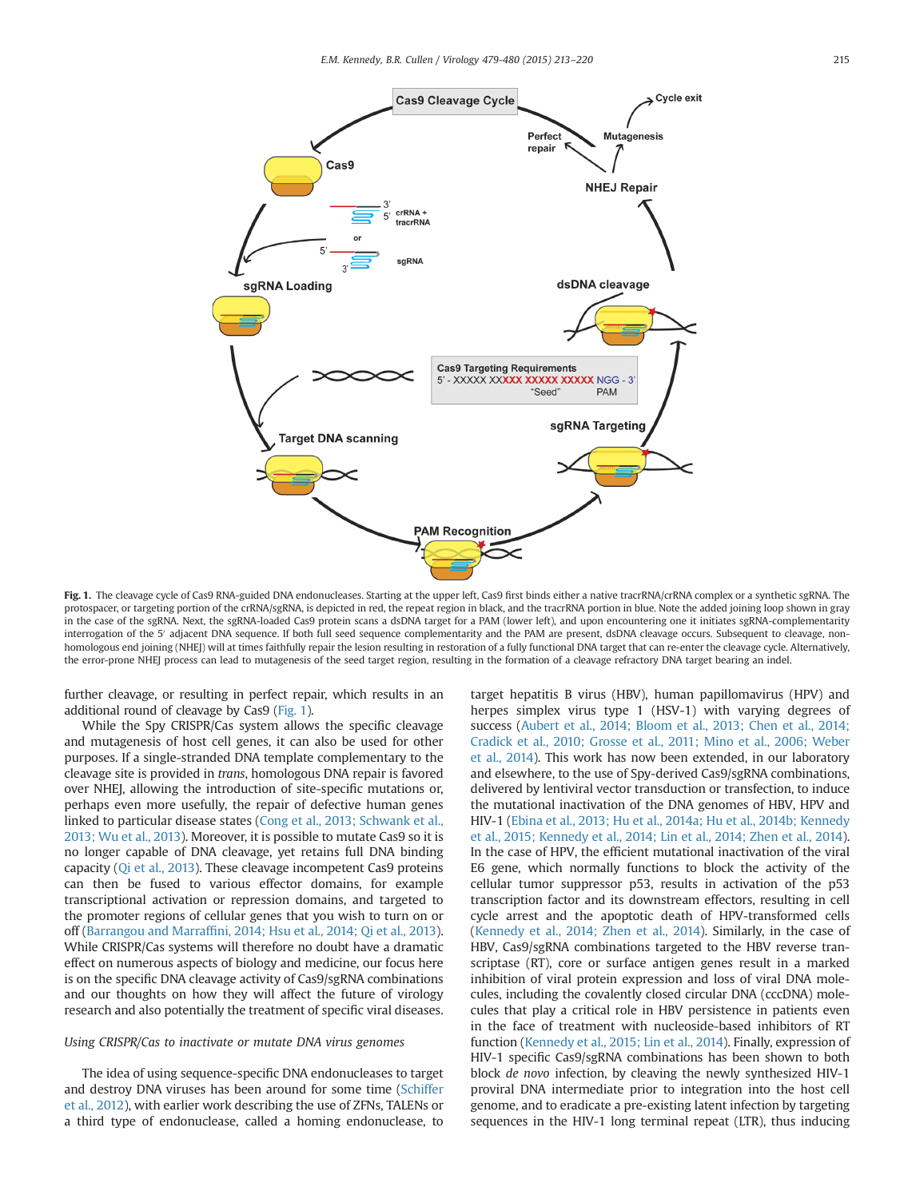**Fig. 1.** The cleavage cycle of Cas9 RNA-guided DNA endonucleases. Starting at the upper left, Cas9 first binds either a native tracrRNA/crRNA complex or a synthetic sgRNA. The protospacer, or targeting portion of the crRNA/sgRNA, is depicted in red, the repeat region in black, and the tracrRNA portion in blue. Note the added joining loop shown in gray in the case of the sgRNA. Next, the sgRNA-loaded Cas9 protein scans a dsDNA target for a PAM (lower left), and upon encountering one it initiates sgRNA-complementarity interrogation of the 5′ adjacent DNA sequence. If both full seed sequence complementarity and the PAM are present, dsDNA cleavage occurs. Subsequent to cleavage, non-homologous end joining (NHEJ) will at times faithfully repair the lesion resulting in restoration of a fully functional DNA target that can re-enter the cleavage cycle. Alternatively, the error-prone NHEJ process can lead to mutagenesis of the seed target region, resulting in the formation of a cleavage refractory DNA target bearing an indel.

further cleavage, or resulting in perfect repair, which results in an additional round of cleavage by Cas9 (Fig. 1).

While the Spy CRISPR/Cas system allows the specific cleavage and mutagenesis of host cell genes, it can also be used for other purposes. If a single-stranded DNA template complementary to the cleavage site is provided in *trans*, homologous DNA repair is favored over NHEJ, allowing the introduction of site-specific mutations or, perhaps even more usefully, the repair of defective human genes linked to particular disease states (Cong et al., 2013; Schwank et al., 2013; Wu et al., 2013). Moreover, it is possible to mutate Cas9 so it is no longer capable of DNA cleavage, yet retains full DNA binding capacity (Qi et al., 2013). These cleavage incompetent Cas9 proteins can then be fused to various effector domains, for example transcriptional activation or repression domains, and targeted to the promoter regions of cellular genes that you wish to turn on or off (Barrangou and Marraffini, 2014; Hsu et al., 2014; Qi et al., 2013). While CRISPR/Cas systems will therefore no doubt have a dramatic effect on numerous aspects of biology and medicine, our focus here is on the specific DNA cleavage activity of Cas9/sgRNA combinations and our thoughts on how they will affect the future of virology research and also potentially the treatment of specific viral diseases.

*Using CRISPR/Cas to inactivate or mutate DNA virus genomes*

The idea of using sequence-specific DNA endonucleases to target and destroy DNA viruses has been around for some time (Schiffer et al., 2012), with earlier work describing the use of ZFNs, TALENs or a third type of endonuclease, called a homing endonuclease, to target hepatitis B virus (HBV), human papillomavirus (HPV) and herpes simplex virus type 1 (HSV-1) with varying degrees of success (Aubert et al., 2014; Bloom et al., 2013; Chen et al., 2014; Cradick et al., 2010; Grosse et al., 2011; Mino et al., 2006; Weber et al., 2014). This work has now been extended, in our laboratory and elsewhere, to the use of Spy-derived Cas9/sgRNA combinations, delivered by lentiviral vector transduction or transfection, to induce the mutational inactivation of the DNA genomes of HBV, HPV and HIV-1 (Ebina et al., 2013; Hu et al., 2014a; Hu et al., 2014b; Kennedy et al., 2015; Kennedy et al., 2014; Lin et al., 2014; Zhen et al., 2014). In the case of HPV, the efficient mutational inactivation of the viral E6 gene, which normally functions to block the activity of the cellular tumor suppressor p53, results in activation of the p53 transcription factor and its downstream effectors, resulting in cell cycle arrest and the apoptotic death of HPV-transformed cells (Kennedy et al., 2014; Zhen et al., 2014). Similarly, in the case of HBV, Cas9/sgRNA combinations targeted to the HBV reverse transcriptase (RT), core or surface antigen genes result in a marked inhibition of viral protein expression and loss of viral DNA molecules, including the covalently closed circular DNA (cccDNA) molecules that play a critical role in HBV persistence in patients even in the face of treatment with nucleoside-based inhibitors of RT function (Kennedy et al., 2015; Lin et al., 2014). Finally, expression of HIV-1 specific Cas9/sgRNA combinations has been shown to both block *de novo* infection, by cleaving the newly synthesized HIV-1 proviral DNA intermediate prior to integration into the host cell genome, and to eradicate a pre-existing latent infection by targeting sequences in the HIV-1 long terminal repeat (LTR), thus inducing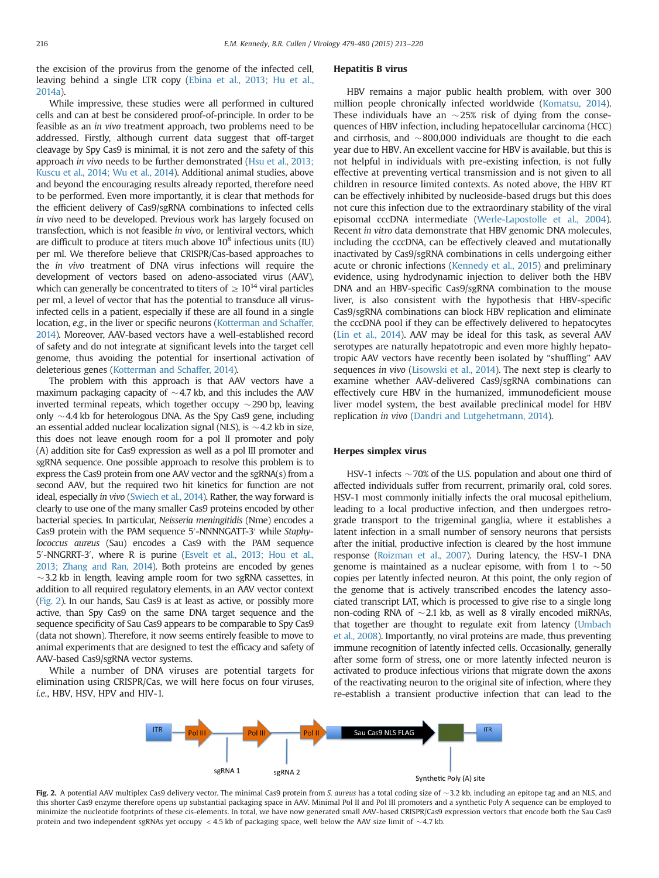the excision of the provirus from the genome of the infected cell, leaving behind a single LTR copy (Ebina et al., 2013; Hu et al., 2014a).

While impressive, these studies were all performed in cultured cells and can at best be considered proof-of-principle. In order to be feasible as an *in vivo* treatment approach, two problems need to be addressed. Firstly, although current data suggest that off-target cleavage by Spy Cas9 is minimal, it is not zero and the safety of this approach *in vivo* needs to be further demonstrated (Hsu et al., 2013; Kuscu et al., 2014; Wu et al., 2014). Additional animal studies, above and beyond the encouraging results already reported, therefore need to be performed. Even more importantly, it is clear that methods for the efficient delivery of Cas9/sgRNA combinations to infected cells *in vivo* need to be developed. Previous work has largely focused on transfection, which is not feasible *in vivo*, or lentiviral vectors, which are difficult to produce at titers much above $10^8$ infectious units (IU) per ml. We therefore believe that CRISPR/Cas-based approaches to the *in vivo* treatment of DNA virus infections will require the development of vectors based on adeno-associated virus (AAV), which can generally be concentrated to titers of $\geq 10^{14}$ viral particles per ml, a level of vector that has the potential to transduce all virus-infected cells in a patient, especially if these are all found in a single location, *e.g.*, in the liver or specific neurons (Kotterman and Schaffer, 2014). Moreover, AAV-based vectors have a well-established record of safety and do not integrate at significant levels into the target cell genome, thus avoiding the potential for insertional activation of deleterious genes (Kotterman and Schaffer, 2014).

The problem with this approach is that AAV vectors have a maximum packaging capacity of ~4.7 kb, and this includes the AAV inverted terminal repeats, which together occupy ~290 bp, leaving only ~4.4 kb for heterologous DNA. As the Spy Cas9 gene, including an essential added nuclear localization signal (NLS), is ~4.2 kb in size, this does not leave enough room for a pol II promoter and poly (A) addition site for Cas9 expression as well as a pol III promoter and sgRNA sequence. One possible approach to resolve this problem is to express the Cas9 protein from one AAV vector and the sgRNA(s) from a second AAV, but the required two hit kinetics for function are not ideal, especially *in vivo* (Swiech et al., 2014). Rather, the way forward is clearly to use one of the many smaller Cas9 proteins encoded by other bacterial species. In particular, *Neisseria meningitidis* (Nme) encodes a Cas9 protein with the PAM sequence 5′-NNNNGATT-3′ while *Staphylococcus aureus* (Sau) encodes a Cas9 with the PAM sequence 5′-NNGRRT-3′, where R is purine (Esvelt et al., 2013; Hou et al., 2013; Zhang and Ran, 2014). Both proteins are encoded by genes ~3.2 kb in length, leaving ample room for two sgRNA cassettes, in addition to all required regulatory elements, in an AAV vector context (Fig. 2). In our hands, Sau Cas9 is at least as active, or possibly more active, than Spy Cas9 on the same DNA target sequence and the sequence specificity of Sau Cas9 appears to be comparable to Spy Cas9 (data not shown). Therefore, it now seems entirely feasible to move to animal experiments that are designed to test the efficacy and safety of AAV-based Cas9/sgRNA vector systems.

While a number of DNA viruses are potential targets for elimination using CRISPR/Cas, we will here focus on four viruses, *i.e.*, HBV, HSV, HPV and HIV-1.

## Hepatitis B virus

HBV remains a major public health problem, with over 300 million people chronically infected worldwide (Komatsu, 2014). These individuals have an ~25% risk of dying from the consequences of HBV infection, including hepatocellular carcinoma (HCC) and cirrhosis, and ~800,000 individuals are thought to die each year due to HBV. An excellent vaccine for HBV is available, but this is not helpful in individuals with pre-existing infection, is not fully effective at preventing vertical transmission and is not given to all children in resource limited contexts. As noted above, the HBV RT can be effectively inhibited by nucleoside-based drugs but this does not cure this infection due to the extraordinary stability of the viral episomal cccDNA intermediate (Werle-Lapostolle et al., 2004). Recent *in vitro* data demonstrate that HBV genomic DNA molecules, including the cccDNA, can be effectively cleaved and mutationally inactivated by Cas9/sgRNA combinations in cells undergoing either acute or chronic infections (Kennedy et al., 2015) and preliminary evidence, using hydrodynamic injection to deliver both the HBV DNA and an HBV-specific Cas9/sgRNA combination to the mouse liver, is also consistent with the hypothesis that HBV-specific Cas9/sgRNA combinations can block HBV replication and eliminate the cccDNA pool if they can be effectively delivered to hepatocytes (Lin et al., 2014). AAV may be ideal for this task, as several AAV serotypes are naturally hepatotropic and even more highly hepatotropic AAV vectors have recently been isolated by "shuffling" AAV sequences *in vivo* (Lisowski et al., 2014). The next step is clearly to examine whether AAV-delivered Cas9/sgRNA combinations can effectively cure HBV in the humanized, immunodeficient mouse liver model system, the best available preclinical model for HBV replication *in vivo* (Dandri and Lutgehetmann, 2014).

## Herpes simplex virus

HSV-1 infects ~70% of the U.S. population and about one third of affected individuals suffer from recurrent, primarily oral, cold sores. HSV-1 most commonly initially infects the oral mucosal epithelium, leading to a local productive infection, and then undergoes retrograde transport to the trigeminal ganglia, where it establishes a latent infection in a small number of sensory neurons that persists after the initial, productive infection is cleared by the host immune response (Roizman et al., 2007). During latency, the HSV-1 DNA genome is maintained as a nuclear episome, with from 1 to ~50 copies per latently infected neuron. At this point, the only region of the genome that is actively transcribed encodes the latency associated transcript LAT, which is processed to give rise to a single long non-coding RNA of ~2.1 kb, as well as 8 virally encoded miRNAs, that together are thought to regulate exit from latency (Umbach et al., 2008). Importantly, no viral proteins are made, thus preventing immune recognition of latently infected cells. Occasionally, generally after some form of stress, one or more latently infected neuron is activated to produce infectious virions that migrate down the axons of the reactivating neuron to the original site of infection, where they re-establish a transient productive infection that can lead to the

ITR | Pol III | Pol III | Pol II | Sau Cas9 NLS FLAG | ITR
sgRNA 1 | sgRNA 2 | Synthetic Poly (A) site

**Fig. 2.** A potential AAV multiplex Cas9 delivery vector. The minimal Cas9 protein from *S. aureus* has a total coding size of ~3.2 kb, including an epitope tag and an NLS, and this shorter Cas9 enzyme therefore opens up substantial packaging space in AAV. Minimal Pol II and Pol III promoters and a synthetic Poly A sequence can be employed to minimize the nucleotide footprints of these cis-elements. In total, we have now generated small AAV-based CRISPR/Cas9 expression vectors that encode both the Sau Cas9 protein and two independent sgRNAs yet occupy <4.5 kb of packaging space, well below the AAV size limit of ~4.7 kb.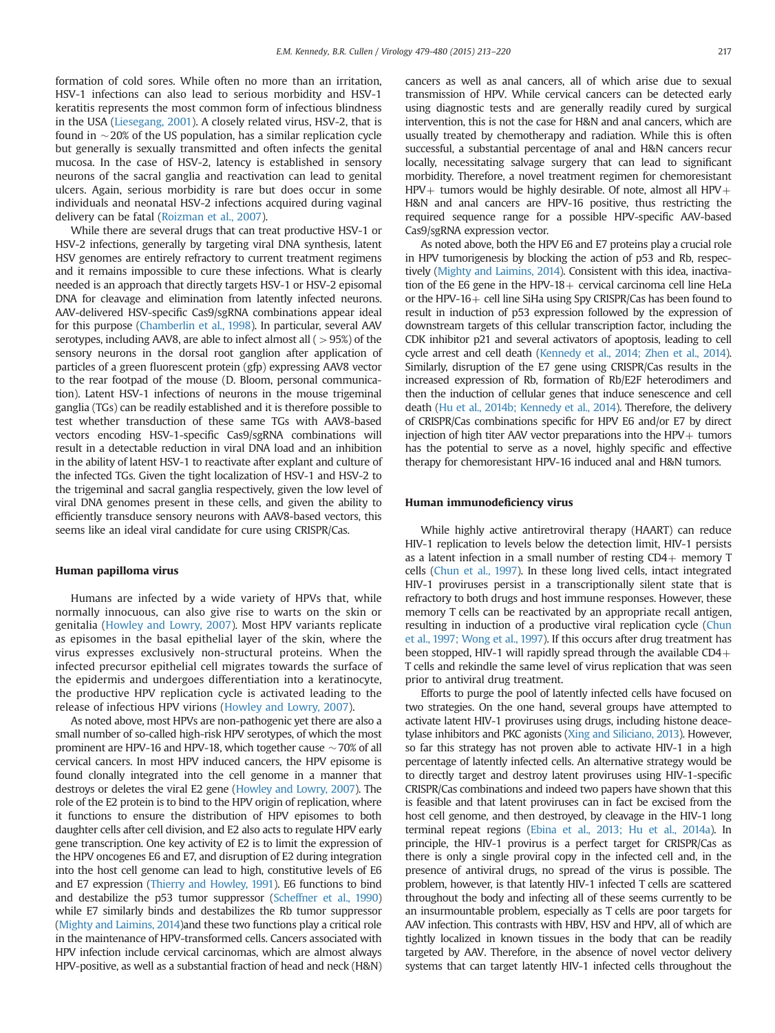formation of cold sores. While often no more than an irritation, HSV-1 infections can also lead to serious morbidity and HSV-1 keratitis represents the most common form of infectious blindness in the USA (Liesegang, 2001). A closely related virus, HSV-2, that is found in ~20% of the US population, has a similar replication cycle but generally is sexually transmitted and often infects the genital mucosa. In the case of HSV-2, latency is established in sensory neurons of the sacral ganglia and reactivation can lead to genital ulcers. Again, serious morbidity is rare but does occur in some individuals and neonatal HSV-2 infections acquired during vaginal delivery can be fatal (Roizman et al., 2007).

While there are several drugs that can treat productive HSV-1 or HSV-2 infections, generally by targeting viral DNA synthesis, latent HSV genomes are entirely refractory to current treatment regimens and it remains impossible to cure these infections. What is clearly needed is an approach that directly targets HSV-1 or HSV-2 episomal DNA for cleavage and elimination from latently infected neurons. AAV-delivered HSV-specific Cas9/sgRNA combinations appear ideal for this purpose (Chamberlin et al., 1998). In particular, several AAV serotypes, including AAV8, are able to infect almost all (>95%) of the sensory neurons in the dorsal root ganglion after application of particles of a green fluorescent protein (gfp) expressing AAV8 vector to the rear footpad of the mouse (D. Bloom, personal communication). Latent HSV-1 infections of neurons in the mouse trigeminal ganglia (TGs) can be readily established and it is therefore possible to test whether transduction of these same TGs with AAV8-based vectors encoding HSV-1-specific Cas9/sgRNA combinations will result in a detectable reduction in viral DNA load and an inhibition in the ability of latent HSV-1 to reactivate after explant and culture of the infected TGs. Given the tight localization of HSV-1 and HSV-2 to the trigeminal and sacral ganglia respectively, given the low level of viral DNA genomes present in these cells, and given the ability to efficiently transduce sensory neurons with AAV8-based vectors, this seems like an ideal viral candidate for cure using CRISPR/Cas.

## Human papilloma virus

Humans are infected by a wide variety of HPVs that, while normally innocuous, can also give rise to warts on the skin or genitalia (Howley and Lowry, 2007). Most HPV variants replicate as episomes in the basal epithelial layer of the skin, where the virus expresses exclusively non-structural proteins. When the infected precursor epithelial cell migrates towards the surface of the epidermis and undergoes differentiation into a keratinocyte, the productive HPV replication cycle is activated leading to the release of infectious HPV virions (Howley and Lowry, 2007).

As noted above, most HPVs are non-pathogenic yet there are also a small number of so-called high-risk HPV serotypes, of which the most prominent are HPV-16 and HPV-18, which together cause ~70% of all cervical cancers. In most HPV induced cancers, the HPV episome is found clonally integrated into the cell genome in a manner that destroys or deletes the viral E2 gene (Howley and Lowry, 2007). The role of the E2 protein is to bind to the HPV origin of replication, where it functions to ensure the distribution of HPV episomes to both daughter cells after cell division, and E2 also acts to regulate HPV early gene transcription. One key activity of E2 is to limit the expression of the HPV oncogenes E6 and E7, and disruption of E2 during integration into the host cell genome can lead to high, constitutive levels of E6 and E7 expression (Thierry and Howley, 1991). E6 functions to bind and destabilize the p53 tumor suppressor (Scheffner et al., 1990) while E7 similarly binds and destabilizes the Rb tumor suppressor (Mighty and Laimins, 2014)and these two functions play a critical role in the maintenance of HPV-transformed cells. Cancers associated with HPV infection include cervical carcinomas, which are almost always HPV-positive, as well as a substantial fraction of head and neck (H&N) cancers as well as anal cancers, all of which arise due to sexual transmission of HPV. While cervical cancers can be detected early using diagnostic tests and are generally readily cured by surgical intervention, this is not the case for H&N and anal cancers, which are usually treated by chemotherapy and radiation. While this is often successful, a substantial percentage of anal and H&N cancers recur locally, necessitating salvage surgery that can lead to significant morbidity. Therefore, a novel treatment regimen for chemoresistant HPV+ tumors would be highly desirable. Of note, almost all HPV+ H&N and anal cancers are HPV-16 positive, thus restricting the required sequence range for a possible HPV-specific AAV-based Cas9/sgRNA expression vector.

As noted above, both the HPV E6 and E7 proteins play a crucial role in HPV tumorigenesis by blocking the action of p53 and Rb, respectively (Mighty and Laimins, 2014). Consistent with this idea, inactivation of the E6 gene in the HPV-18+ cervical carcinoma cell line HeLa or the HPV-16+ cell line SiHa using Spy CRISPR/Cas has been found to result in induction of p53 expression followed by the expression of downstream targets of this cellular transcription factor, including the CDK inhibitor p21 and several activators of apoptosis, leading to cell cycle arrest and cell death (Kennedy et al., 2014; Zhen et al., 2014). Similarly, disruption of the E7 gene using CRISPR/Cas results in the increased expression of Rb, formation of Rb/E2F heterodimers and then the induction of cellular genes that induce senescence and cell death (Hu et al., 2014b; Kennedy et al., 2014). Therefore, the delivery of CRISPR/Cas combinations specific for HPV E6 and/or E7 by direct injection of high titer AAV vector preparations into the HPV+ tumors has the potential to serve as a novel, highly specific and effective therapy for chemoresistant HPV-16 induced anal and H&N tumors.

## Human immunodeficiency virus

While highly active antiretroviral therapy (HAART) can reduce HIV-1 replication to levels below the detection limit, HIV-1 persists as a latent infection in a small number of resting CD4+ memory T cells (Chun et al., 1997). In these long lived cells, intact integrated HIV-1 proviruses persist in a transcriptionally silent state that is refractory to both drugs and host immune responses. However, these memory T cells can be reactivated by an appropriate recall antigen, resulting in induction of a productive viral replication cycle (Chun et al., 1997; Wong et al., 1997). If this occurs after drug treatment has been stopped, HIV-1 will rapidly spread through the available CD4+ T cells and rekindle the same level of virus replication that was seen prior to antiviral drug treatment.

Efforts to purge the pool of latently infected cells have focused on two strategies. On the one hand, several groups have attempted to activate latent HIV-1 proviruses using drugs, including histone deacetylase inhibitors and PKC agonists (Xing and Siliciano, 2013). However, so far this strategy has not proven able to activate HIV-1 in a high percentage of latently infected cells. An alternative strategy would be to directly target and destroy latent proviruses using HIV-1-specific CRISPR/Cas combinations and indeed two papers have shown that this is feasible and that latent proviruses can in fact be excised from the host cell genome, and then destroyed, by cleavage in the HIV-1 long terminal repeat regions (Ebina et al., 2013; Hu et al., 2014a). In principle, the HIV-1 provirus is a perfect target for CRISPR/Cas as there is only a single proviral copy in the infected cell and, in the presence of antiviral drugs, no spread of the virus is possible. The problem, however, is that latently HIV-1 infected T cells are scattered throughout the body and infecting all of these seems currently to be an insurmountable problem, especially as T cells are poor targets for AAV infection. This contrasts with HBV, HSV and HPV, all of which are tightly localized in known tissues in the body that can be readily targeted by AAV. Therefore, in the absence of novel vector delivery systems that can target latently HIV-1 infected cells throughout the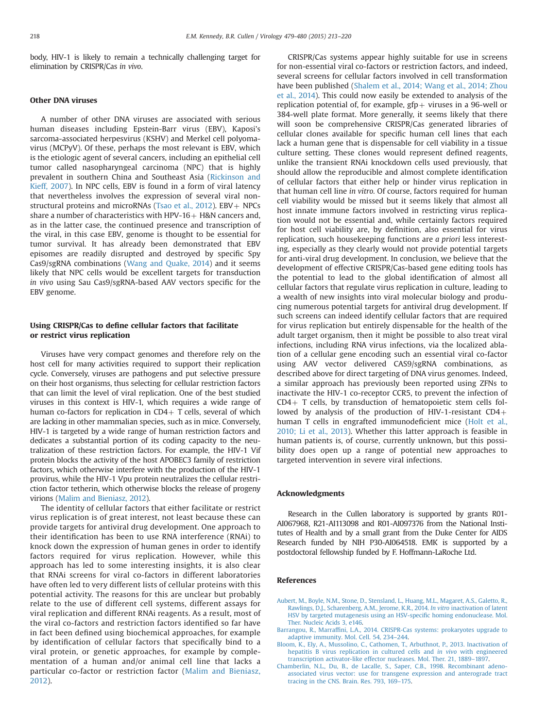body, HIV-1 is likely to remain a technically challenging target for elimination by CRISPR/Cas *in vivo*.

## Other DNA viruses

A number of other DNA viruses are associated with serious human diseases including Epstein-Barr virus (EBV), Kaposi's sarcoma-associated herpesvirus (KSHV) and Merkel cell polyomavirus (MCPyV). Of these, perhaps the most relevant is EBV, which is the etiologic agent of several cancers, including an epithelial cell tumor called nasopharyngeal carcinoma (NPC) that is highly prevalent in southern China and Southeast Asia (Rickinson and Kieff, 2007). In NPC cells, EBV is found in a form of viral latency that nevertheless involves the expression of several viral non-structural proteins and microRNAs (Tsao et al., 2012). EBV+ NPCs share a number of characteristics with HPV-16+ H&N cancers and, as in the latter case, the continued presence and transcription of the viral, in this case EBV, genome is thought to be essential for tumor survival. It has already been demonstrated that EBV episomes are readily disrupted and destroyed by specific Spy Cas9/sgRNA combinations (Wang and Quake, 2014) and it seems likely that NPC cells would be excellent targets for transduction *in vivo* using Sau Cas9/sgRNA-based AAV vectors specific for the EBV genome.

## Using CRISPR/Cas to define cellular factors that facilitate or restrict virus replication

Viruses have very compact genomes and therefore rely on the host cell for many activities required to support their replication cycle. Conversely, viruses are pathogens and put selective pressure on their host organisms, thus selecting for cellular restriction factors that can limit the level of viral replication. One of the best studied viruses in this context is HIV-1, which requires a wide range of human co-factors for replication in CD4+ T cells, several of which are lacking in other mammalian species, such as in mice. Conversely, HIV-1 is targeted by a wide range of human restriction factors and dedicates a substantial portion of its coding capacity to the neutralization of these restriction factors. For example, the HIV-1 Vif protein blocks the activity of the host APOBEC3 family of restriction factors, which otherwise interfere with the production of the HIV-1 provirus, while the HIV-1 Vpu protein neutralizes the cellular restriction factor tetherin, which otherwise blocks the release of progeny virions (Malim and Bieniasz, 2012).

The identity of cellular factors that either facilitate or restrict virus replication is of great interest, not least because these can provide targets for antiviral drug development. One approach to their identification has been to use RNA interference (RNAi) to knock down the expression of human genes in order to identify factors required for virus replication. However, while this approach has led to some interesting insights, it is also clear that RNAi screens for viral co-factors in different laboratories have often led to very different lists of cellular proteins with this potential activity. The reasons for this are unclear but probably relate to the use of different cell systems, different assays for viral replication and different RNAi reagents. As a result, most of the viral co-factors and restriction factors identified so far have in fact been defined using biochemical approaches, for example by identification of cellular factors that specifically bind to a viral protein, or genetic approaches, for example by complementation of a human and/or animal cell line that lacks a particular co-factor or restriction factor (Malim and Bieniasz, 2012).

CRISPR/Cas systems appear highly suitable for use in screens for non-essential viral co-factors or restriction factors, and indeed, several screens for cellular factors involved in cell transformation have been published (Shalem et al., 2014; Wang et al., 2014; Zhou et al., 2014). This could now easily be extended to analysis of the replication potential of, for example, gfp+ viruses in a 96-well or 384-well plate format. More generally, it seems likely that there will soon be comprehensive CRISPR/Cas generated libraries of cellular clones available for specific human cell lines that each lack a human gene that is dispensable for cell viability in a tissue culture setting. These clones would represent defined reagents, unlike the transient RNAi knockdown cells used previously, that should allow the reproducible and almost complete identification of cellular factors that either help or hinder virus replication in that human cell line *in vitro*. Of course, factors required for human cell viability would be missed but it seems likely that almost all host innate immune factors involved in restricting virus replication would not be essential and, while certainly factors required for host cell viability are, by definition, also essential for virus replication, such housekeeping functions are *a priori* less interesting, especially as they clearly would not provide potential targets for anti-viral drug development. In conclusion, we believe that the development of effective CRISPR/Cas-based gene editing tools has the potential to lead to the global identification of almost all cellular factors that regulate virus replication in culture, leading to a wealth of new insights into viral molecular biology and producing numerous potential targets for antiviral drug development. If such screens can indeed identify cellular factors that are required for virus replication but entirely dispensable for the health of the adult target organism, then it might be possible to also treat viral infections, including RNA virus infections, via the localized ablation of a cellular gene encoding such an essential viral co-factor using AAV vector delivered CAS9/sgRNA combinations, as described above for direct targeting of DNA virus genomes. Indeed, a similar approach has previously been reported using ZFNs to inactivate the HIV-1 co-receptor CCR5, to prevent the infection of CD4+ T cells, by transduction of hematopoietic stem cells followed by analysis of the production of HIV-1-resistant CD4+ human T cells in engrafted immunodeficient mice (Holt et al., 2010; Li et al., 2013). Whether this latter approach is feasible in human patients is, of course, currently unknown, but this possibility does open up a range of potential new approaches to targeted intervention in severe viral infections.

## Acknowledgments

Research in the Cullen laboratory is supported by grants R01-AI067968, R21-AI113098 and R01-AI097376 from the National Institutes of Health and by a small grant from the Duke Center for AIDS Research funded by NIH P30-AI064518. EMK is supported by a postdoctoral fellowship funded by F. Hoffmann-LaRoche Ltd.

## References

Aubert, M., Boyle, N.M., Stone, D., Stensland, L., Huang, M.L., Magaret, A.S., Galetto, R., Rawlings, D.J., Scharenberg, A.M., Jerome, K.R., 2014. *In vitro* inactivation of latent HSV by targeted mutagenesis using an HSV-specific homing endonuclease. Mol. Ther. Nucleic Acids 3, e146.

Barrangou, R., Marraffini, L.A., 2014. CRISPR-Cas systems: prokaryotes upgrade to adaptive immunity. Mol. Cell. 54, 234–244.

Bloom, K., Ely, A., Mussolino, C., Cathomen, T., Arbuthnot, P., 2013. Inactivation of hepatitis B virus replication in cultured cells and *in vivo* with engineered transcription activator-like effector nucleases. Mol. Ther. 21, 1889–1897.

Chamberlin, N.L., Du, B., de Lacalle, S., Saper, C.B., 1998. Recombinant adeno-associated virus vector: use for transgene expression and anterograde tract tracing in the CNS. Brain. Res. 793, 169–175.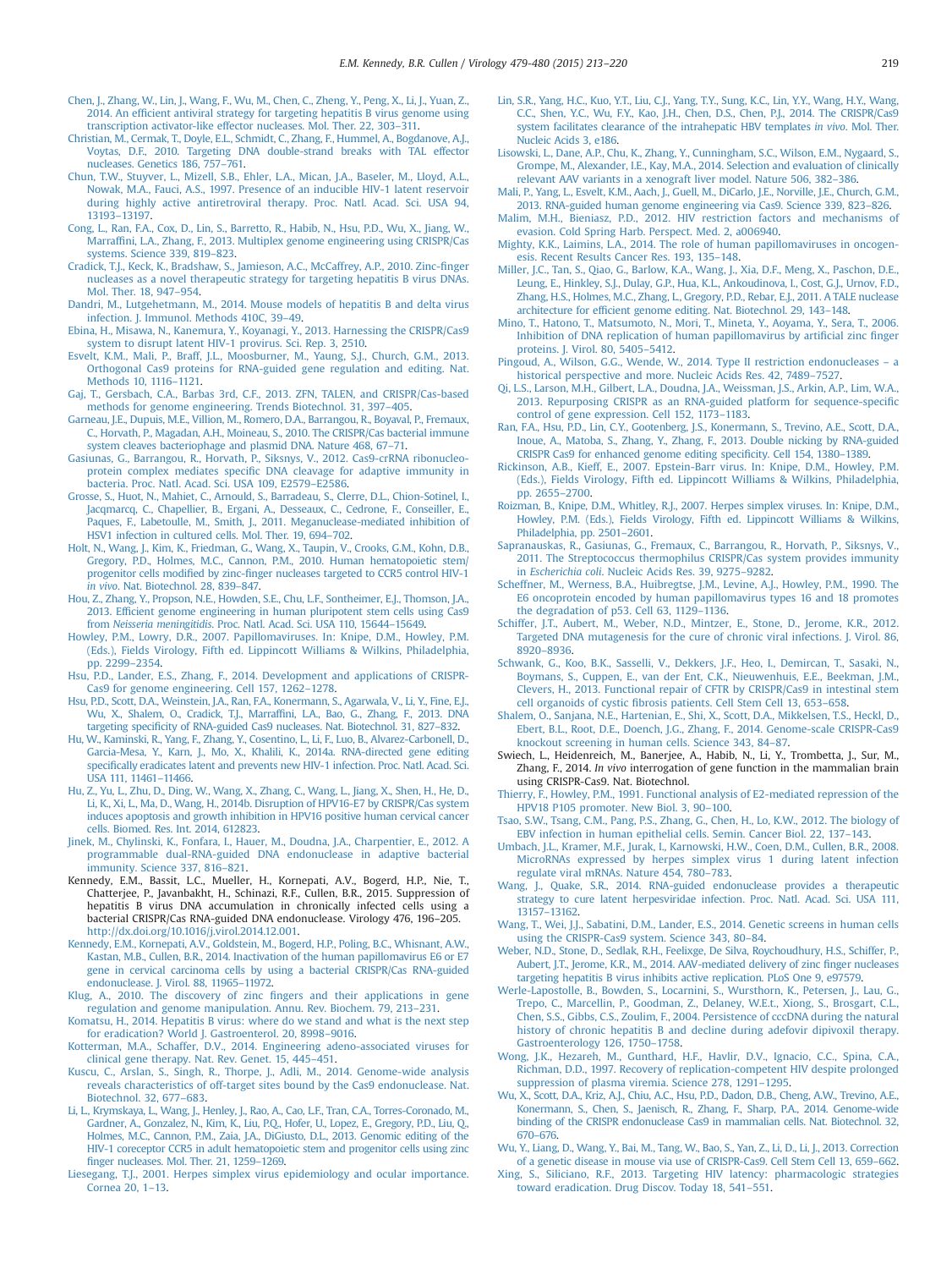Chen, J., Zhang, W., Lin, J., Wang, F., Wu, M., Chen, C., Zheng, Y., Peng, X., Li, J., Yuan, Z., 2014. An efficient antiviral strategy for targeting hepatitis B virus genome using transcription activator-like effector nucleases. Mol. Ther. 22, 303–311.

Christian, M., Cermak, T., Doyle, E.L., Schmidt, C., Zhang, F., Hummel, A., Bogdanove, A.J., Voytas, D.F., 2010. Targeting DNA double-strand breaks with TAL effector nucleases. Genetics 186, 757–761.

Chun, T.W., Stuyver, L., Mizell, S.B., Ehler, L.A., Mican, J.A., Baseler, M., Lloyd, A.L., Nowak, M.A., Fauci, A.S., 1997. Presence of an inducible HIV-1 latent reservoir during highly active antiretroviral therapy. Proc. Natl. Acad. Sci. USA 94, 13193–13197.

Cong, L., Ran, F.A., Cox, D., Lin, S., Barretto, R., Habib, N., Hsu, P.D., Wu, X., Jiang, W., Marraffini, L.A., Zhang, F., 2013. Multiplex genome engineering using CRISPR/Cas systems. Science 339, 819–823.

Cradick, T.J., Keck, K., Bradshaw, S., Jamieson, A.C., McCaffrey, A.P., 2010. Zinc-finger nucleases as a novel therapeutic strategy for targeting hepatitis B virus DNAs. Mol. Ther. 18, 947–954.

Dandri, M., Lutgehetmann, M., 2014. Mouse models of hepatitis B and delta virus infection. J. Immunol. Methods 410C, 39–49.

Ebina, H., Misawa, N., Kanemura, Y., Koyanagi, Y., 2013. Harnessing the CRISPR/Cas9 system to disrupt latent HIV-1 provirus. Sci. Rep. 3, 2510.

Esvelt, K.M., Mali, P., Braff, J.L., Moosburner, M., Yaung, S.J., Church, G.M., 2013. Orthogonal Cas9 proteins for RNA-guided gene regulation and editing. Nat. Methods 10, 1116–1121.

Gaj, T., Gersbach, C.A., Barbas 3rd, C.F., 2013. ZFN, TALEN, and CRISPR/Cas-based methods for genome engineering. Trends Biotechnol. 31, 397–405.

Garneau, J.E., Dupuis, M.E., Villion, M., Romero, D.A., Barrangou, R., Boyaval, P., Fremaux, C., Horvath, P., Magadan, A.H., Moineau, S., 2010. The CRISPR/Cas bacterial immune system cleaves bacteriophage and plasmid DNA. Nature 468, 67–71.

Gasiunas, G., Barrangou, R., Horvath, P., Siksnys, V., 2012. Cas9-crRNA ribonucleoprotein complex mediates specific DNA cleavage for adaptive immunity in bacteria. Proc. Natl. Acad. Sci. USA 109, E2579–E2586.

Grosse, S., Huot, N., Mahiet, C., Arnould, S., Barradeau, S., Clerre, D.L., Chion-Sotinel, I., Jacqmarcq, C., Chapellier, B., Ergani, A., Desseaux, C., Cedrone, F., Conseiller, E., Paques, F., Labetoulle, M., Smith, J., 2011. Meganuclease-mediated inhibition of HSV1 infection in cultured cells. Mol. Ther. 19, 694–702.

Holt, N., Wang, J., Kim, K., Friedman, G., Wang, X., Taupin, V., Crooks, G.M., Kohn, D.B., Gregory, P.D., Holmes, M.C., Cannon, P.M., 2010. Human hematopoietic stem/progenitor cells modified by zinc-finger nucleases targeted to CCR5 control HIV-1 *in vivo*. Nat. Biotechnol. 28, 839–847.

Hou, Z., Zhang, Y., Propson, N.E., Howden, S.E., Chu, L.F., Sontheimer, E.J., Thomson, J.A., 2013. Efficient genome engineering in human pluripotent stem cells using Cas9 from *Neisseria meningitidis*. Proc. Natl. Acad. Sci. USA 110, 15644–15649.

Howley, P.M., Lowry, D.R., 2007. Papillomaviruses. In: Knipe, D.M., Howley, P.M. (Eds.), Fields Virology, Fifth ed. Lippincott Williams & Wilkins, Philadelphia, pp. 2299–2354.

Hsu, P.D., Lander, E.S., Zhang, F., 2014. Development and applications of CRISPR-Cas9 for genome engineering. Cell 157, 1262–1278.

Hsu, P.D., Scott, D.A., Weinstein, J.A., Ran, F.A., Konermann, S., Agarwala, V., Li, Y., Fine, E.J., Wu, X., Shalem, O., Cradick, T.J., Marraffini, L.A., Bao, G., Zhang, F., 2013. DNA targeting specificity of RNA-guided Cas9 nucleases. Nat. Biotechnol. 31, 827–832.

Hu, W., Kaminski, R., Yang, F., Zhang, Y., Cosentino, L., Li, F., Luo, B., Alvarez-Carbonell, D., Garcia-Mesa, Y., Karn, J., Mo, X., Khalili, K., 2014a. RNA-directed gene editing specifically eradicates latent and prevents new HIV-1 infection. Proc. Natl. Acad. Sci. USA 111, 11461–11466.

Hu, Z., Yu, L., Zhu, D., Ding, W., Wang, X., Zhang, C., Wang, L., Jiang, X., Shen, H., He, D., Li, K., Xi, L., Ma, D., Wang, H., 2014b. Disruption of HPV16-E7 by CRISPR/Cas system induces apoptosis and growth inhibition in HPV16 positive human cervical cancer cells. Biomed. Res. Int. 2014, 612823.

Jinek, M., Chylinski, K., Fonfara, I., Hauer, M., Doudna, J.A., Charpentier, E., 2012. A programmable dual-RNA-guided DNA endonuclease in adaptive bacterial immunity. Science 337, 816–821.

Kennedy, E.M., Bassit, L.C., Mueller, H., Kornepati, A.V., Bogerd, H.P., Nie, T., Chatterjee, P., Javanbakht, H., Schinazi, R.F., Cullen, B.R., 2015. Suppression of hepatitis B virus DNA accumulation in chronically infected cells using a bacterial CRISPR/Cas RNA-guided DNA endonuclease. Virology 476, 196–205. http://dx.doi.org/10.1016/j.virol.2014.12.001.

Kennedy, E.M., Kornepati, A.V., Goldstein, M., Bogerd, H.P., Poling, B.C., Whisnant, A.W., Kastan, M.B., Cullen, B.R., 2014. Inactivation of the human papillomavirus E6 or E7 gene in cervical carcinoma cells by using a bacterial CRISPR/Cas RNA-guided endonuclease. J. Virol. 88, 11965–11972.

Klug, A., 2010. The discovery of zinc fingers and their applications in gene regulation and genome manipulation. Annu. Rev. Biochem. 79, 213–231.

Komatsu, H., 2014. Hepatitis B virus: where do we stand and what is the next step for eradication? World J. Gastroenterol. 20, 8998–9016.

Kotterman, M.A., Schaffer, D.V., 2014. Engineering adeno-associated viruses for clinical gene therapy. Nat. Rev. Genet. 15, 445–451.

Kuscu, C., Arslan, S., Singh, R., Thorpe, J., Adli, M., 2014. Genome-wide analysis reveals characteristics of off-target sites bound by the Cas9 endonuclease. Nat. Biotechnol. 32, 677–683.

Li, L., Krymskaya, L., Wang, J., Henley, J., Rao, A., Cao, L.F., Tran, C.A., Torres-Coronado, M., Gardner, A., Gonzalez, N., Kim, K., Liu, P.Q., Hofer, U., Lopez, E., Gregory, P.D., Liu, Q., Holmes, M.C., Cannon, P.M., Zaia, J.A., DiGiusto, D.L., 2013. Genomic editing of the HIV-1 coreceptor CCR5 in adult hematopoietic stem and progenitor cells using zinc finger nucleases. Mol. Ther. 21, 1259–1269.

Liesegang, T.J., 2001. Herpes simplex virus epidemiology and ocular importance. Cornea 20, 1–13.

Lin, S.R., Yang, H.C., Kuo, Y.T., Liu, C.J., Yang, T.Y., Sung, K.C., Lin, Y.Y., Wang, H.Y., Wang, C.C., Shen, Y.C., Wu, F.Y., Kao, J.H., Chen, D.S., Chen, P.J., 2014. The CRISPR/Cas9 system facilitates clearance of the intrahepatic HBV templates *in vivo*. Mol. Ther. Nucleic Acids 3, e186.

Lisowski, L., Dane, A.P., Chu, K., Zhang, Y., Cunningham, S.C., Wilson, E.M., Nygaard, S., Grompe, M., Alexander, I.E., Kay, M.A., 2014. Selection and evaluation of clinically relevant AAV variants in a xenograft liver model. Nature 506, 382–386.

Mali, P., Yang, L., Esvelt, K.M., Aach, J., Guell, M., DiCarlo, J.E., Norville, J.E., Church, G.M., 2013. RNA-guided human genome engineering via Cas9. Science 339, 823–826.

Malim, M.H., Bieniasz, P.D., 2012. HIV restriction factors and mechanisms of evasion. Cold Spring Harb. Perspect. Med. 2, a006940.

Mighty, K.K., Laimins, L.A., 2014. The role of human papillomaviruses in oncogenesis. Recent Results Cancer Res. 193, 135–148.

Miller, J.C., Tan, S., Qiao, G., Barlow, K.A., Wang, J., Xia, D.F., Meng, X., Paschon, D.E., Leung, E., Hinkley, S.J., Dulay, G.P., Hua, K.L., Ankoudinova, I., Cost, G.J., Urnov, F.D., Zhang, H.S., Holmes, M.C., Zhang, L., Gregory, P.D., Rebar, E.J., 2011. A TALE nuclease architecture for efficient genome editing. Nat. Biotechnol. 29, 143–148.

Mino, T., Hatono, T., Matsumoto, N., Mori, T., Mineta, Y., Aoyama, Y., Sera, T., 2006. Inhibition of DNA replication of human papillomavirus by artificial zinc finger proteins. J. Virol. 80, 5405–5412.

Pingoud, A., Wilson, G.G., Wende, W., 2014. Type II restriction endonucleases – a historical perspective and more. Nucleic Acids Res. 42, 7489–7527.

Qi, L.S., Larson, M.H., Gilbert, L.A., Doudna, J.A., Weissman, J.S., Arkin, A.P., Lim, W.A., 2013. Repurposing CRISPR as an RNA-guided platform for sequence-specific control of gene expression. Cell 152, 1173–1183.

Ran, F.A., Hsu, P.D., Lin, C.Y., Gootenberg, J.S., Konermann, S., Trevino, A.E., Scott, D.A., Inoue, A., Matoba, S., Zhang, Y., Zhang, F., 2013. Double nicking by RNA-guided CRISPR Cas9 for enhanced genome editing specificity. Cell 154, 1380–1389.

Rickinson, A.B., Kieff, E., 2007. Epstein-Barr virus. In: Knipe, D.M., Howley, P.M. (Eds.), Fields Virology, Fifth ed. Lippincott Williams & Wilkins, Philadelphia, pp. 2655–2700.

Roizman, B., Knipe, D.M., Whitley, R.J., 2007. Herpes simplex viruses. In: Knipe, D.M., Howley, P.M. (Eds.), Fields Virology, Fifth ed. Lippincott Williams & Wilkins, Philadelphia, pp. 2501–2601.

Sapranauskas, R., Gasiunas, G., Fremaux, C., Barrangou, R., Horvath, P., Siksnys, V., 2011. The Streptococcus thermophilus CRISPR/Cas system provides immunity in *Escherichia coli*. Nucleic Acids Res. 39, 9275–9282.

Scheffner, M., Werness, B.A., Huibregtse, J.M., Levine, A.J., Howley, P.M., 1990. The E6 oncoprotein encoded by human papillomavirus types 16 and 18 promotes the degradation of p53. Cell 63, 1129–1136.

Schiffer, J.T., Aubert, M., Weber, N.D., Mintzer, E., Stone, D., Jerome, K.R., 2012. Targeted DNA mutagenesis for the cure of chronic viral infections. J. Virol. 86, 8920–8936.

Schwank, G., Koo, B.K., Sasselli, V., Dekkers, J.F., Heo, I., Demircan, T., Sasaki, N., Boymans, S., Cuppen, E., van der Ent, C.K., Nieuwenhuis, E.E., Beekman, J.M., Clevers, H., 2013. Functional repair of CFTR by CRISPR/Cas9 in intestinal stem cell organoids of cystic fibrosis patients. Cell Stem Cell 13, 653–658.

Shalem, O., Sanjana, N.E., Hartenian, E., Shi, X., Scott, D.A., Mikkelsen, T.S., Heckl, D., Ebert, B.L., Root, D.E., Doench, J.G., Zhang, F., 2014. Genome-scale CRISPR-Cas9 knockout screening in human cells. Science 343, 84–87.

Swiech, L., Heidenreich, M., Banerjee, A., Habib, N., Li, Y., Trombetta, J., Sur, M., Zhang, F., 2014. *In vivo* interrogation of gene function in the mammalian brain using CRISPR-Cas9. Nat. Biotechnol.

Thierry, F., Howley, P.M., 1991. Functional analysis of E2-mediated repression of the HPV18 P105 promoter. New Biol. 3, 90–100.

Tsao, S.W., Tsang, C.M., Pang, P.S., Zhang, G., Chen, H., Lo, K.W., 2012. The biology of EBV infection in human epithelial cells. Semin. Cancer Biol. 22, 137–143.

Umbach, J.L., Kramer, M.F., Jurak, I., Karnowski, H.W., Coen, D.M., Cullen, B.R., 2008. MicroRNAs expressed by herpes simplex virus 1 during latent infection regulate viral mRNAs. Nature 454, 780–783.

Wang, J., Quake, S.R., 2014. RNA-guided endonuclease provides a therapeutic strategy to cure latent herpesviridae infection. Proc. Natl. Acad. Sci. USA 111, 13157–13162.

Wang, T., Wei, J.J., Sabatini, D.M., Lander, E.S., 2014. Genetic screens in human cells using the CRISPR-Cas9 system. Science 343, 80–84.

Weber, N.D., Stone, D., Sedlak, R.H., Feelixge, De Silva, Roychoudhury, H.S., Schiffer, P., Aubert, J.T., Jerome, K.R., M., 2014. AAV-mediated delivery of zinc finger nucleases targeting hepatitis B virus inhibits active replication. PLoS One 9, e97579.

Werle-Lapostolle, B., Bowden, S., Locarnini, S., Wursthorn, K., Petersen, J., Lau, G., Trepo, C., Marcellin, P., Goodman, Z., Delaney, W.E.t., Xiong, S., Brosgart, C.L., Chen, S.S., Gibbs, C.S., Zoulim, F., 2004. Persistence of cccDNA during the natural history of chronic hepatitis B and decline during adefovir dipivoxil therapy. Gastroenterology 126, 1750–1758.

Wong, J.K., Hezareh, M., Gunthard, H.F., Havlir, D.V., Ignacio, C.C., Spina, C.A., Richman, D.D., 1997. Recovery of replication-competent HIV despite prolonged suppression of plasma viremia. Science 278, 1291–1295.

Wu, X., Scott, D.A., Kriz, A.J., Chiu, A.C., Hsu, P.D., Dadon, D.B., Cheng, A.W., Trevino, A.E., Konermann, S., Chen, S., Jaenisch, R., Zhang, F., Sharp, P.A., 2014. Genome-wide binding of the CRISPR endonuclease Cas9 in mammalian cells. Nat. Biotechnol. 32, 670–676.

Wu, Y., Liang, D., Wang, Y., Bai, M., Tang, W., Bao, S., Yan, Z., Li, D., Li, J., 2013. Correction of a genetic disease in mouse via use of CRISPR-Cas9. Cell Stem Cell 13, 659–662.

Xing, S., Siliciano, R.F., 2013. Targeting HIV latency: pharmacologic strategies toward eradication. Drug Discov. Today 18, 541–551.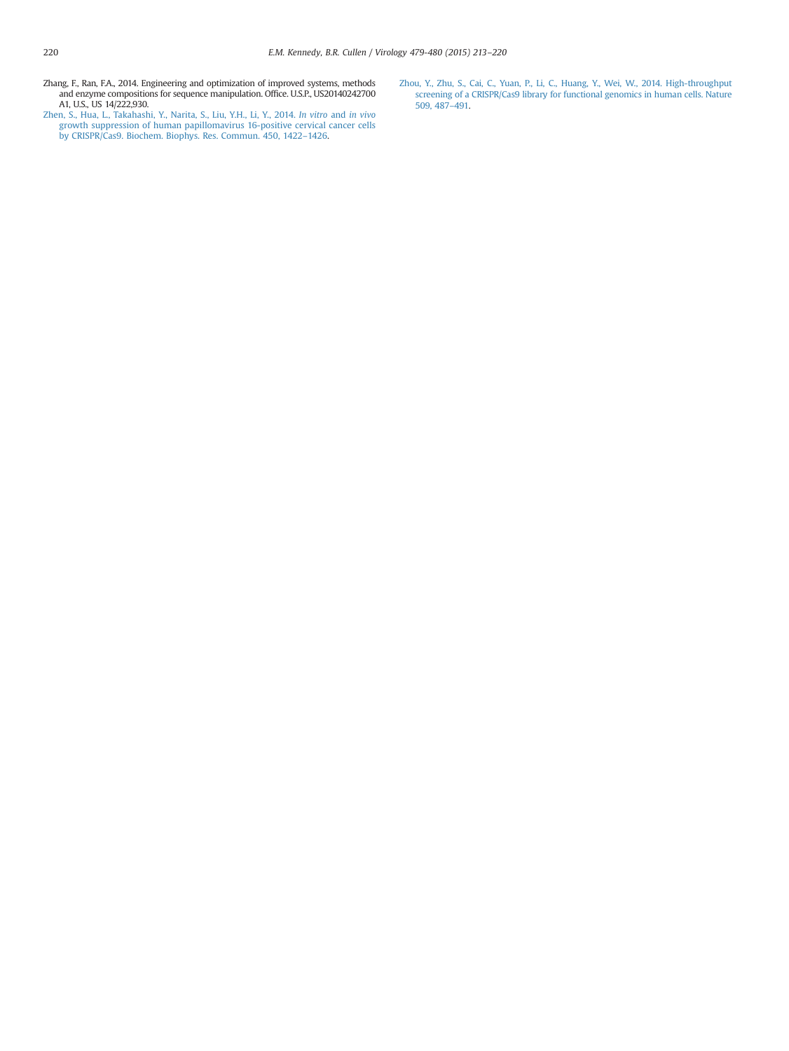Zhang, F., Ran, F.A., 2014. Engineering and optimization of improved systems, methods and enzyme compositions for sequence manipulation. Office. U.S.P., US20140242700 A1, U.S., US 14/222,930.

Zhen, S., Hua, L., Takahashi, Y., Narita, S., Liu, Y.H., Li, Y., 2014. *In vitro* and *in vivo* growth suppression of human papillomavirus 16-positive cervical cancer cells by CRISPR/Cas9. Biochem. Biophys. Res. Commun. 450, 1422–1426.

Zhou, Y., Zhu, S., Cai, C., Yuan, P., Li, C., Huang, Y., Wei, W., 2014. High-throughput screening of a CRISPR/Cas9 library for functional genomics in human cells. Nature 509, 487–491.